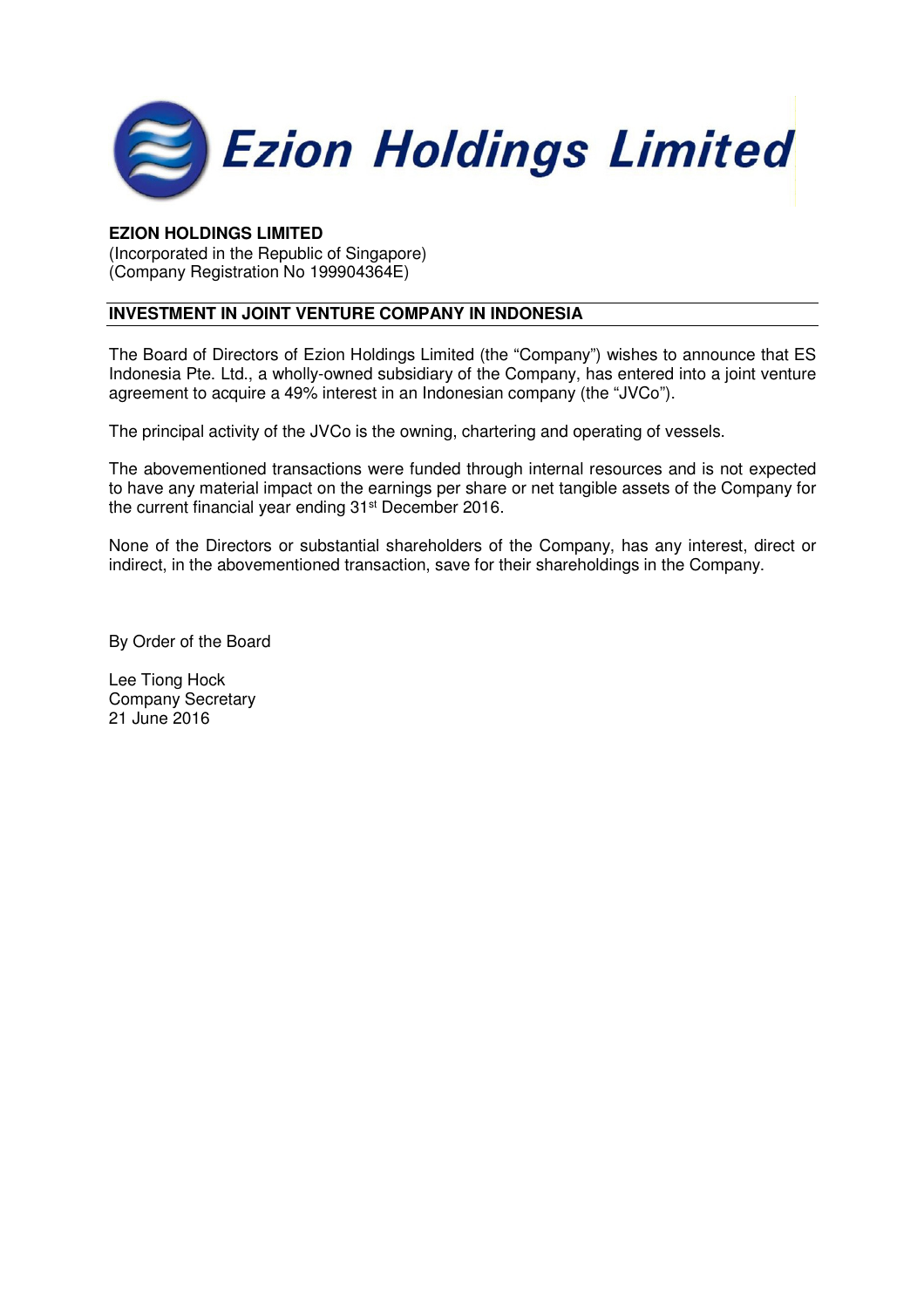**Ezion Holdings Limited**

**EZION HOLDINGS LIMITED**
(Incorporated in the Republic of Singapore)
(Company Registration No 199904364E)

## INVESTMENT IN JOINT VENTURE COMPANY IN INDONESIA

The Board of Directors of Ezion Holdings Limited (the "Company") wishes to announce that ES Indonesia Pte. Ltd., a wholly-owned subsidiary of the Company, has entered into a joint venture agreement to acquire a 49% interest in an Indonesian company (the "JVCo").

The principal activity of the JVCo is the owning, chartering and operating of vessels.

The abovementioned transactions were funded through internal resources and is not expected to have any material impact on the earnings per share or net tangible assets of the Company for the current financial year ending 31st December 2016.

None of the Directors or substantial shareholders of the Company, has any interest, direct or indirect, in the abovementioned transaction, save for their shareholdings in the Company.

By Order of the Board

Lee Tiong Hock
Company Secretary
21 June 2016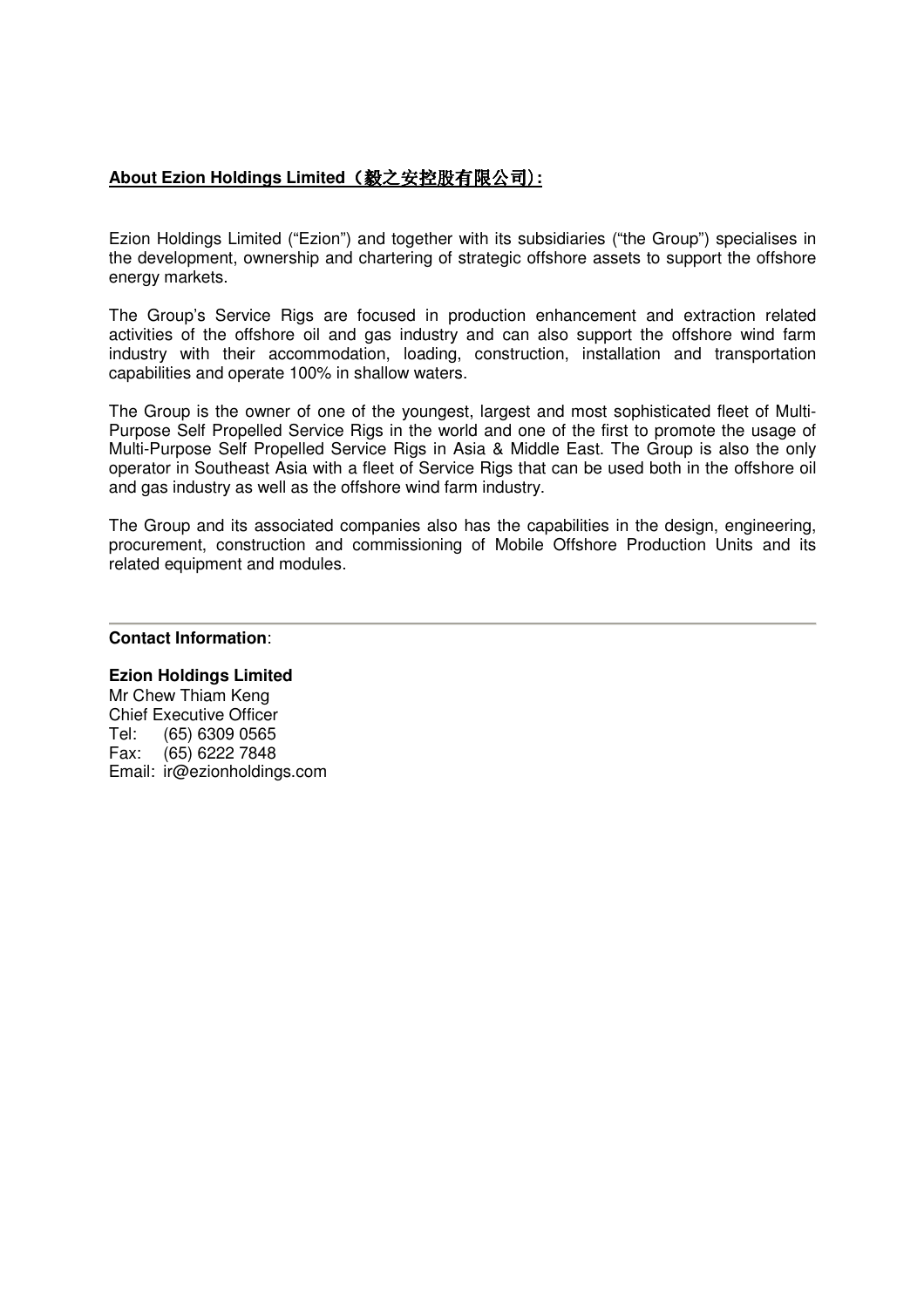**About Ezion Holdings Limited（毅之安控股有限公司）:**

Ezion Holdings Limited ("Ezion") and together with its subsidiaries ("the Group") specialises in the development, ownership and chartering of strategic offshore assets to support the offshore energy markets.

The Group's Service Rigs are focused in production enhancement and extraction related activities of the offshore oil and gas industry and can also support the offshore wind farm industry with their accommodation, loading, construction, installation and transportation capabilities and operate 100% in shallow waters.

The Group is the owner of one of the youngest, largest and most sophisticated fleet of Multi-Purpose Self Propelled Service Rigs in the world and one of the first to promote the usage of Multi-Purpose Self Propelled Service Rigs in Asia & Middle East. The Group is also the only operator in Southeast Asia with a fleet of Service Rigs that can be used both in the offshore oil and gas industry as well as the offshore wind farm industry.

The Group and its associated companies also has the capabilities in the design, engineering, procurement, construction and commissioning of Mobile Offshore Production Units and its related equipment and modules.

---

**Contact Information**:

**Ezion Holdings Limited**
Mr Chew Thiam Keng
Chief Executive Officer
Tel: (65) 6309 0565
Fax: (65) 6222 7848
Email: ir@ezionholdings.com